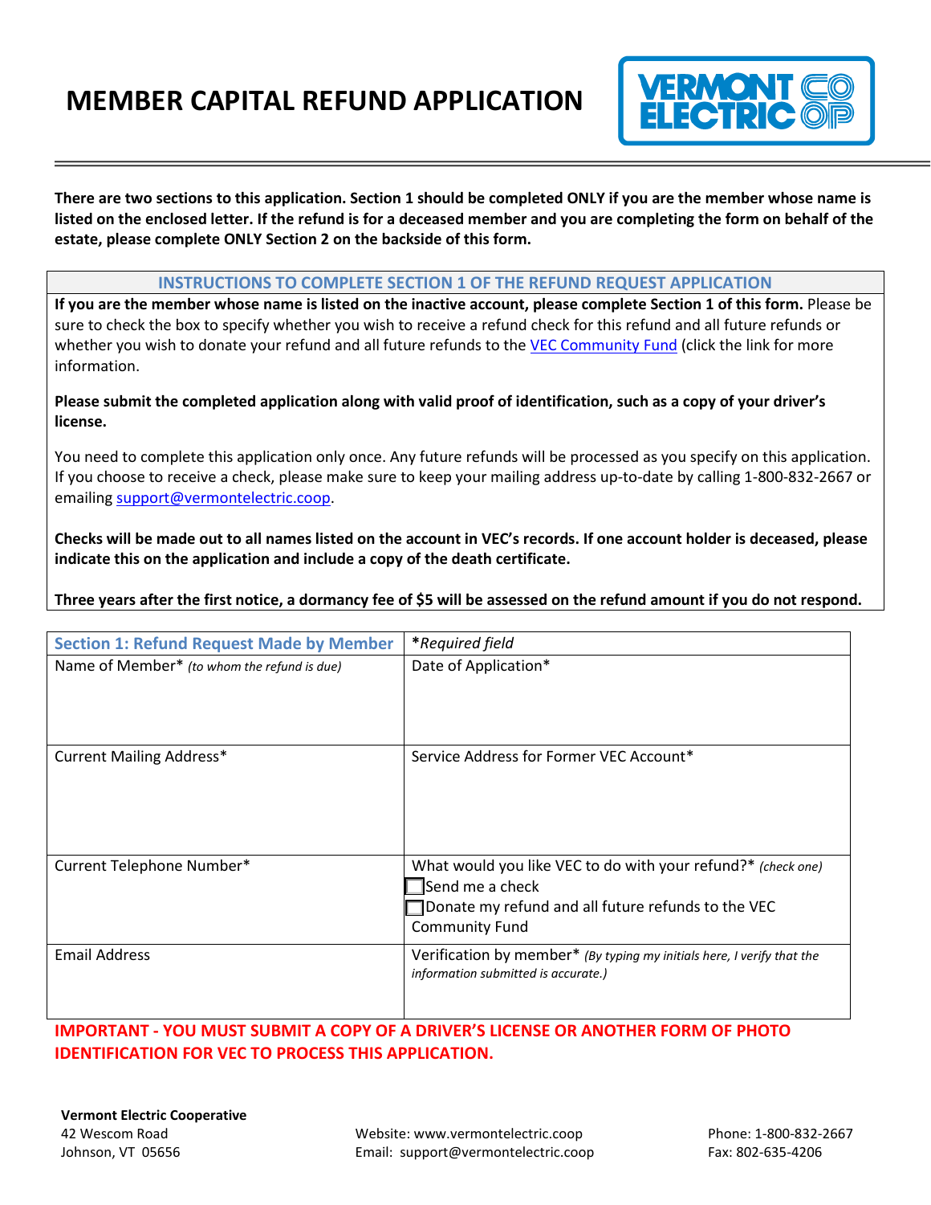# MEMBER CAPITAL REFUND APPLICATION

**There are two sections to this application. Section 1 should be completed ONLY if you are the member whose name is listed on the enclosed letter. If the refund is for a deceased member and you are completing the form on behalf of the estate, please complete ONLY Section 2 on the backside of this form.**

## INSTRUCTIONS TO COMPLETE SECTION 1 OF THE REFUND REQUEST APPLICATION

**If you are the member whose name is listed on the inactive account, please complete Section 1 of this form.** Please be sure to check the box to specify whether you wish to receive a refund check for this refund and all future refunds or whether you wish to donate your refund and all future refunds to the VEC Community Fund (click the link for more information.

**Please submit the completed application along with valid proof of identification, such as a copy of your driver's license.**

You need to complete this application only once. Any future refunds will be processed as you specify on this application. If you choose to receive a check, please make sure to keep your mailing address up-to-date by calling 1-800-832-2667 or emailing support@vermontelectric.coop.

**Checks will be made out to all names listed on the account in VEC's records. If one account holder is deceased, please indicate this on the application and include a copy of the death certificate.**

**Three years after the first notice, a dormancy fee of $5 will be assessed on the refund amount if you do not respond.**

| Section 1: Refund Request Made by Member | *_Required field_ |
|---|---|
| Name of Member* _(to whom the refund is due)_ | Date of Application* |
| Current Mailing Address* | Service Address for Former VEC Account* |
| Current Telephone Number* | What would you like VEC to do with your refund?* _(check one)_<br>☐ Send me a check<br>☐ Donate my refund and all future refunds to the VEC Community Fund |
| Email Address | Verification by member* _(By typing my initials here, I verify that the information submitted is accurate.)_ |

**IMPORTANT - YOU MUST SUBMIT A COPY OF A DRIVER'S LICENSE OR ANOTHER FORM OF PHOTO IDENTIFICATION FOR VEC TO PROCESS THIS APPLICATION.**

**Vermont Electric Cooperative**
42 Wescom Road
Johnson, VT 05656

Website: www.vermontelectric.coop
Email: support@vermontelectric.coop

Phone: 1-800-832-2667
Fax: 802-635-4206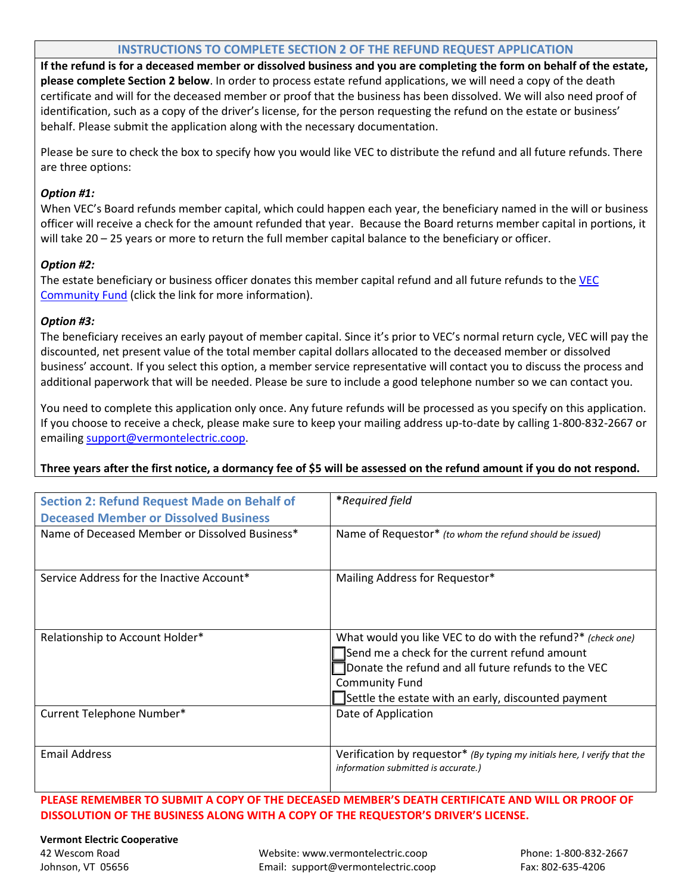## INSTRUCTIONS TO COMPLETE SECTION 2 OF THE REFUND REQUEST APPLICATION

**If the refund is for a deceased member or dissolved business and you are completing the form on behalf of the estate, please complete Section 2 below**. In order to process estate refund applications, we will need a copy of the death certificate and will for the deceased member or proof that the business has been dissolved. We will also need proof of identification, such as a copy of the driver's license, for the person requesting the refund on the estate or business' behalf. Please submit the application along with the necessary documentation.

Please be sure to check the box to specify how you would like VEC to distribute the refund and all future refunds. There are three options:

***Option #1:***
When VEC's Board refunds member capital, which could happen each year, the beneficiary named in the will or business officer will receive a check for the amount refunded that year. Because the Board returns member capital in portions, it will take 20 – 25 years or more to return the full member capital balance to the beneficiary or officer.

***Option #2:***
The estate beneficiary or business officer donates this member capital refund and all future refunds to the VEC Community Fund (click the link for more information).

***Option #3:***
The beneficiary receives an early payout of member capital. Since it's prior to VEC's normal return cycle, VEC will pay the discounted, net present value of the total member capital dollars allocated to the deceased member or dissolved business' account. If you select this option, a member service representative will contact you to discuss the process and additional paperwork that will be needed. Please be sure to include a good telephone number so we can contact you.

You need to complete this application only once. Any future refunds will be processed as you specify on this application. If you choose to receive a check, please make sure to keep your mailing address up-to-date by calling 1-800-832-2667 or emailing support@vermontelectric.coop.

**Three years after the first notice, a dormancy fee of $5 will be assessed on the refund amount if you do not respond.**

| **Section 2: Refund Request Made on Behalf of Deceased Member or Dissolved Business** | ***Required field*** |
|---|---|
| Name of Deceased Member or Dissolved Business* | Name of Requestor* *(to whom the refund should be issued)* |
| Service Address for the Inactive Account* | Mailing Address for Requestor* |
| Relationship to Account Holder* | What would you like VEC to do with the refund?* *(check one)*<br>☐ Send me a check for the current refund amount<br>☐ Donate the refund and all future refunds to the VEC Community Fund<br>☐ Settle the estate with an early, discounted payment |
| Current Telephone Number* | Date of Application |
| Email Address | Verification by requestor* *(By typing my initials here, I verify that the information submitted is accurate.)* |

**PLEASE REMEMBER TO SUBMIT A COPY OF THE DECEASED MEMBER'S DEATH CERTIFICATE AND WILL OR PROOF OF DISSOLUTION OF THE BUSINESS ALONG WITH A COPY OF THE REQUESTOR'S DRIVER'S LICENSE.**

**Vermont Electric Cooperative**
42 Wescom Road
Johnson, VT 05656

Website: www.vermontelectric.coop
Email: support@vermontelectric.coop

Phone: 1-800-832-2667
Fax: 802-635-4206